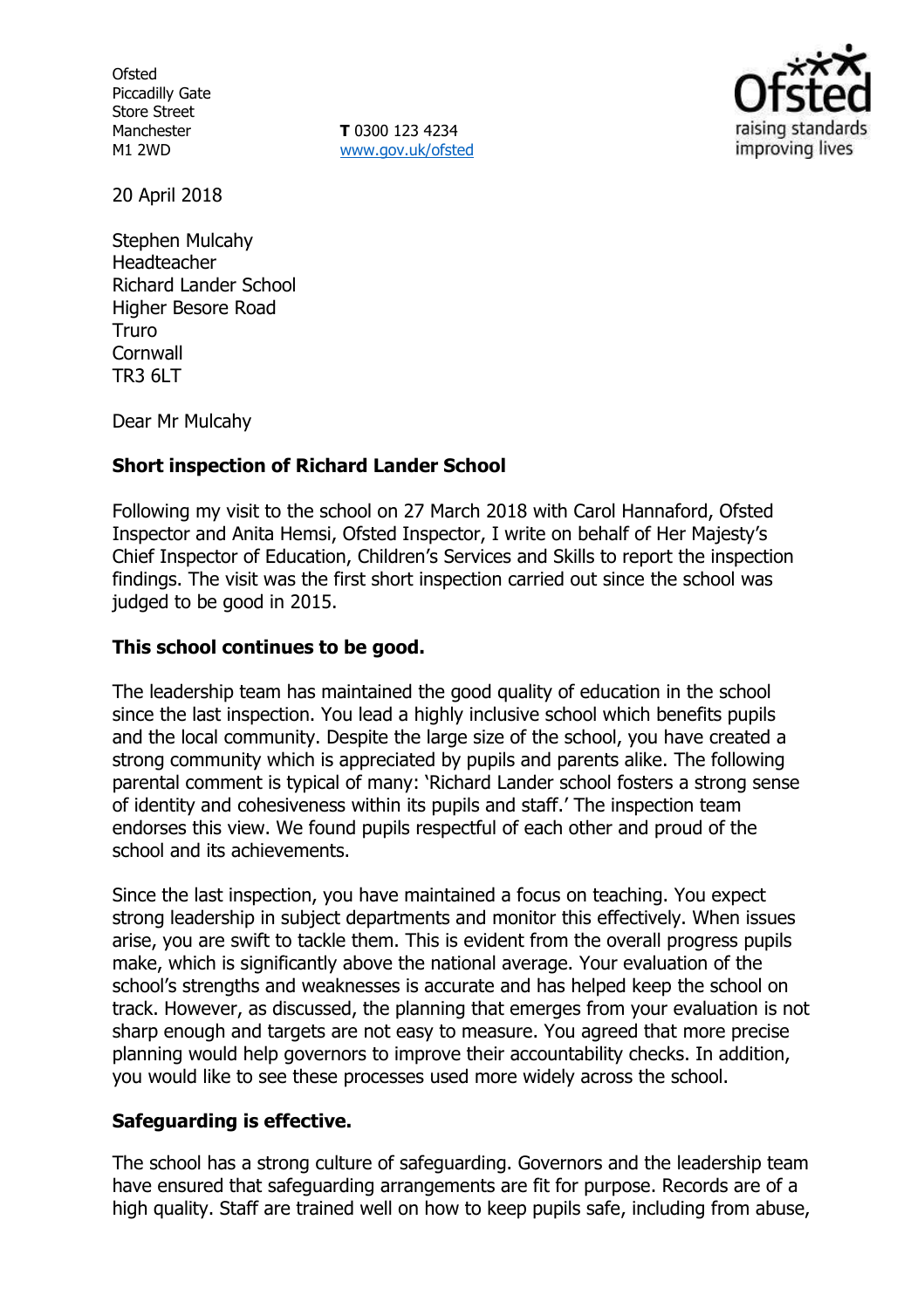Ofsted
Piccadilly Gate
Store Street
Manchester
M1 2WD

**T** 0300 123 4234
www.gov.uk/ofsted

20 April 2018

Stephen Mulcahy
Headteacher
Richard Lander School
Higher Besore Road
Truro
Cornwall
TR3 6LT

Dear Mr Mulcahy

**Short inspection of Richard Lander School**

Following my visit to the school on 27 March 2018 with Carol Hannaford, Ofsted Inspector and Anita Hemsi, Ofsted Inspector, I write on behalf of Her Majesty's Chief Inspector of Education, Children's Services and Skills to report the inspection findings. The visit was the first short inspection carried out since the school was judged to be good in 2015.

**This school continues to be good.**

The leadership team has maintained the good quality of education in the school since the last inspection. You lead a highly inclusive school which benefits pupils and the local community. Despite the large size of the school, you have created a strong community which is appreciated by pupils and parents alike. The following parental comment is typical of many: 'Richard Lander school fosters a strong sense of identity and cohesiveness within its pupils and staff.' The inspection team endorses this view. We found pupils respectful of each other and proud of the school and its achievements.

Since the last inspection, you have maintained a focus on teaching. You expect strong leadership in subject departments and monitor this effectively. When issues arise, you are swift to tackle them. This is evident from the overall progress pupils make, which is significantly above the national average. Your evaluation of the school's strengths and weaknesses is accurate and has helped keep the school on track. However, as discussed, the planning that emerges from your evaluation is not sharp enough and targets are not easy to measure. You agreed that more precise planning would help governors to improve their accountability checks. In addition, you would like to see these processes used more widely across the school.

**Safeguarding is effective.**

The school has a strong culture of safeguarding. Governors and the leadership team have ensured that safeguarding arrangements are fit for purpose. Records are of a high quality. Staff are trained well on how to keep pupils safe, including from abuse,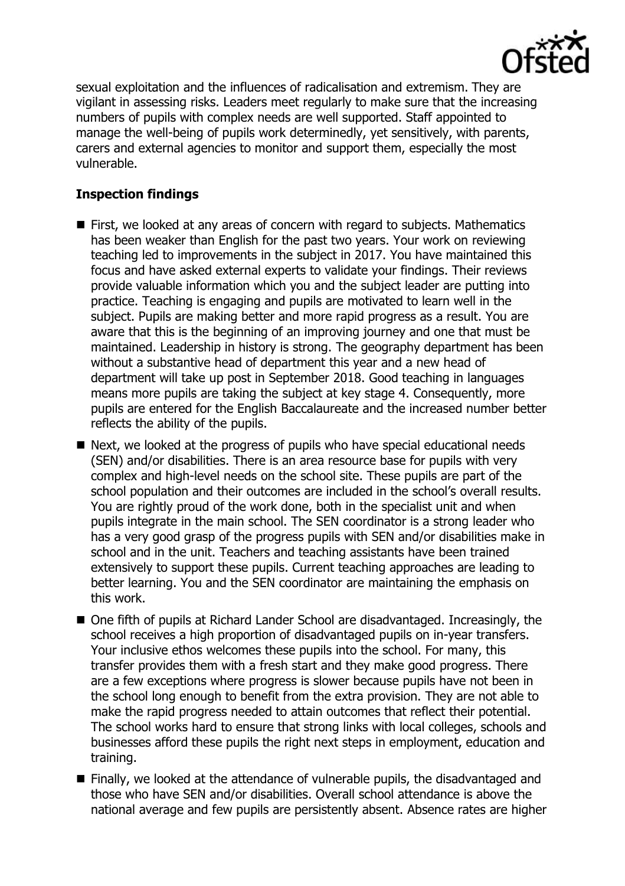sexual exploitation and the influences of radicalisation and extremism. They are vigilant in assessing risks. Leaders meet regularly to make sure that the increasing numbers of pupils with complex needs are well supported. Staff appointed to manage the well-being of pupils work determinedly, yet sensitively, with parents, carers and external agencies to monitor and support them, especially the most vulnerable.

### Inspection findings

- First, we looked at any areas of concern with regard to subjects. Mathematics has been weaker than English for the past two years. Your work on reviewing teaching led to improvements in the subject in 2017. You have maintained this focus and have asked external experts to validate your findings. Their reviews provide valuable information which you and the subject leader are putting into practice. Teaching is engaging and pupils are motivated to learn well in the subject. Pupils are making better and more rapid progress as a result. You are aware that this is the beginning of an improving journey and one that must be maintained. Leadership in history is strong. The geography department has been without a substantive head of department this year and a new head of department will take up post in September 2018. Good teaching in languages means more pupils are taking the subject at key stage 4. Consequently, more pupils are entered for the English Baccalaureate and the increased number better reflects the ability of the pupils.
- Next, we looked at the progress of pupils who have special educational needs (SEN) and/or disabilities. There is an area resource base for pupils with very complex and high-level needs on the school site. These pupils are part of the school population and their outcomes are included in the school's overall results. You are rightly proud of the work done, both in the specialist unit and when pupils integrate in the main school. The SEN coordinator is a strong leader who has a very good grasp of the progress pupils with SEN and/or disabilities make in school and in the unit. Teachers and teaching assistants have been trained extensively to support these pupils. Current teaching approaches are leading to better learning. You and the SEN coordinator are maintaining the emphasis on this work.
- One fifth of pupils at Richard Lander School are disadvantaged. Increasingly, the school receives a high proportion of disadvantaged pupils on in-year transfers. Your inclusive ethos welcomes these pupils into the school. For many, this transfer provides them with a fresh start and they make good progress. There are a few exceptions where progress is slower because pupils have not been in the school long enough to benefit from the extra provision. They are not able to make the rapid progress needed to attain outcomes that reflect their potential. The school works hard to ensure that strong links with local colleges, schools and businesses afford these pupils the right next steps in employment, education and training.
- Finally, we looked at the attendance of vulnerable pupils, the disadvantaged and those who have SEN and/or disabilities. Overall school attendance is above the national average and few pupils are persistently absent. Absence rates are higher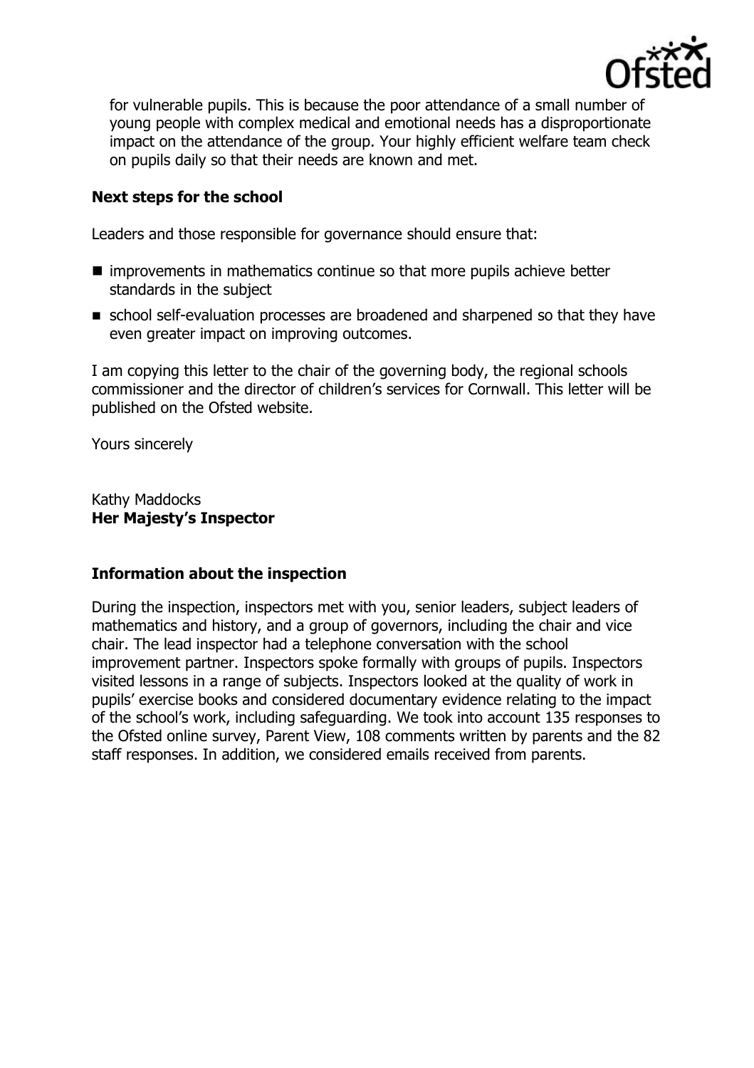for vulnerable pupils. This is because the poor attendance of a small number of young people with complex medical and emotional needs has a disproportionate impact on the attendance of the group. Your highly efficient welfare team check on pupils daily so that their needs are known and met.

**Next steps for the school**

Leaders and those responsible for governance should ensure that:

- improvements in mathematics continue so that more pupils achieve better standards in the subject
- school self-evaluation processes are broadened and sharpened so that they have even greater impact on improving outcomes.

I am copying this letter to the chair of the governing body, the regional schools commissioner and the director of children's services for Cornwall. This letter will be published on the Ofsted website.

Yours sincerely

Kathy Maddocks
**Her Majesty's Inspector**

**Information about the inspection**

During the inspection, inspectors met with you, senior leaders, subject leaders of mathematics and history, and a group of governors, including the chair and vice chair. The lead inspector had a telephone conversation with the school improvement partner. Inspectors spoke formally with groups of pupils. Inspectors visited lessons in a range of subjects. Inspectors looked at the quality of work in pupils' exercise books and considered documentary evidence relating to the impact of the school's work, including safeguarding. We took into account 135 responses to the Ofsted online survey, Parent View, 108 comments written by parents and the 82 staff responses. In addition, we considered emails received from parents.